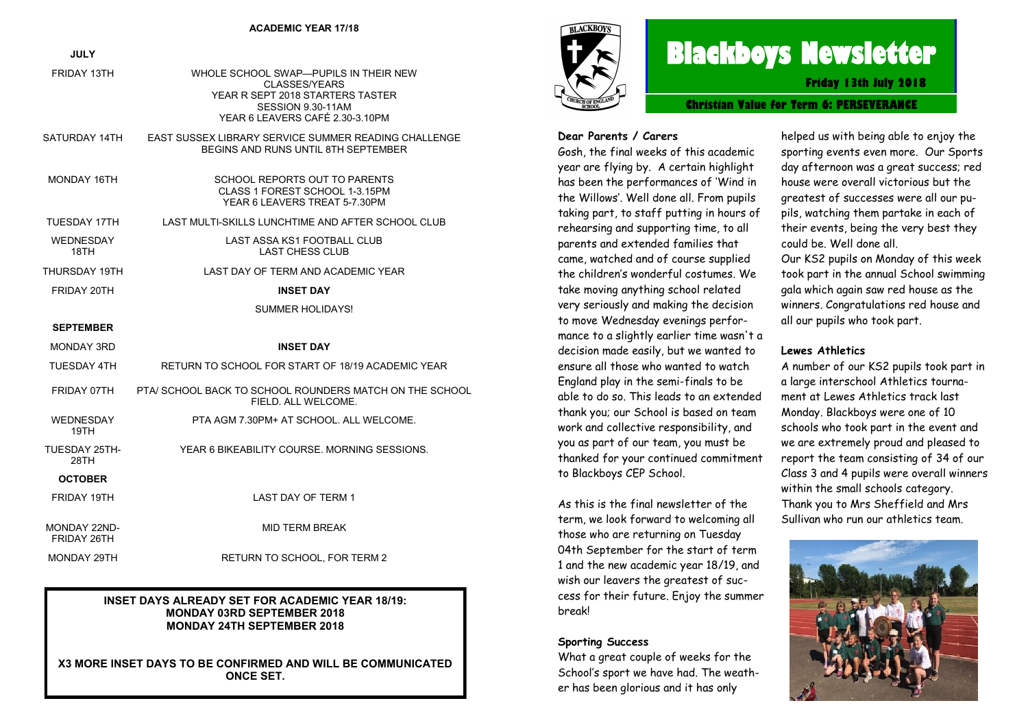**ACADEMIC YEAR 17/18**

| **JULY** | |
|---|---|
| FRIDAY 13TH | WHOLE SCHOOL SWAP—PUPILS IN THEIR NEW CLASSES/YEARS<br>YEAR R SEPT 2018 STARTERS TASTER SESSION 9.30-11AM<br>YEAR 6 LEAVERS CAFÉ 2.30-3.10PM |
| SATURDAY 14TH | EAST SUSSEX LIBRARY SERVICE SUMMER READING CHALLENGE BEGINS AND RUNS UNTIL 8TH SEPTEMBER |
| MONDAY 16TH | SCHOOL REPORTS OUT TO PARENTS<br>CLASS 1 FOREST SCHOOL 1-3.15PM<br>YEAR 6 LEAVERS TREAT 5-7.30PM |
| TUESDAY 17TH | LAST MULTI-SKILLS LUNCHTIME AND AFTER SCHOOL CLUB |
| WEDNESDAY 18TH | LAST ASSA KS1 FOOTBALL CLUB<br>LAST CHESS CLUB |
| THURSDAY 19TH | LAST DAY OF TERM AND ACADEMIC YEAR |
| FRIDAY 20TH | **INSET DAY** |
| | SUMMER HOLIDAYS! |
| **SEPTEMBER** | |
| MONDAY 3RD | **INSET DAY** |
| TUESDAY 4TH | RETURN TO SCHOOL FOR START OF 18/19 ACADEMIC YEAR |
| FRIDAY 07TH | PTA/ SCHOOL BACK TO SCHOOL ROUNDERS MATCH ON THE SCHOOL FIELD. ALL WELCOME. |
| WEDNESDAY 19TH | PTA AGM 7.30PM+ AT SCHOOL. ALL WELCOME. |
| TUESDAY 25TH-28TH | YEAR 6 BIKEABILITY COURSE. MORNING SESSIONS. |
| **OCTOBER** | |
| FRIDAY 19TH | LAST DAY OF TERM 1 |
| MONDAY 22ND-FRIDAY 26TH | MID TERM BREAK |
| MONDAY 29TH | RETURN TO SCHOOL, FOR TERM 2 |

**INSET DAYS ALREADY SET FOR ACADEMIC YEAR 18/19:**
**MONDAY 03RD SEPTEMBER 2018**
**MONDAY 24TH SEPTEMBER 2018**

**X3 MORE INSET DAYS TO BE CONFIRMED AND WILL BE COMMUNICATED ONCE SET.**

# Blackboys Newsletter

**Friday 13th July 2018**

**Christian Value for Term 6: PERSEVERANCE**

**Dear Parents / Carers**

Gosh, the final weeks of this academic year are flying by. A certain highlight has been the performances of 'Wind in the Willows'. Well done all. From pupils taking part, to staff putting in hours of rehearsing and supporting time, to all parents and extended families that came, watched and of course supplied the children's wonderful costumes. We take moving anything school related very seriously and making the decision to move Wednesday evenings performance to a slightly earlier time wasn't a decision made easily, but we wanted to ensure all those who wanted to watch England play in the semi-finals to be able to do so. This leads to an extended thank you; our School is based on team work and collective responsibility, and you as part of our team, you must be thanked for your continued commitment to Blackboys CEP School.

As this is the final newsletter of the term, we look forward to welcoming all those who are returning on Tuesday 04th September for the start of term 1 and the new academic year 18/19, and wish our leavers the greatest of success for their future. Enjoy the summer break!

**Sporting Success**

What a great couple of weeks for the School's sport we have had. The weather has been glorious and it has only helped us with being able to enjoy the sporting events even more. Our Sports day afternoon was a great success; red house were overall victorious but the greatest of successes were all our pupils, watching them partake in each of their events, being the very best they could be. Well done all.

Our KS2 pupils on Monday of this week took part in the annual School swimming gala which again saw red house as the winners. Congratulations red house and all our pupils who took part.

**Lewes Athletics**

A number of our KS2 pupils took part in a large interschool Athletics tournament at Lewes Athletics track last Monday. Blackboys were one of 10 schools who took part in the event and we are extremely proud and pleased to report the team consisting of 34 of our Class 3 and 4 pupils were overall winners within the small schools category. Thank you to Mrs Sheffield and Mrs Sullivan who run our athletics team.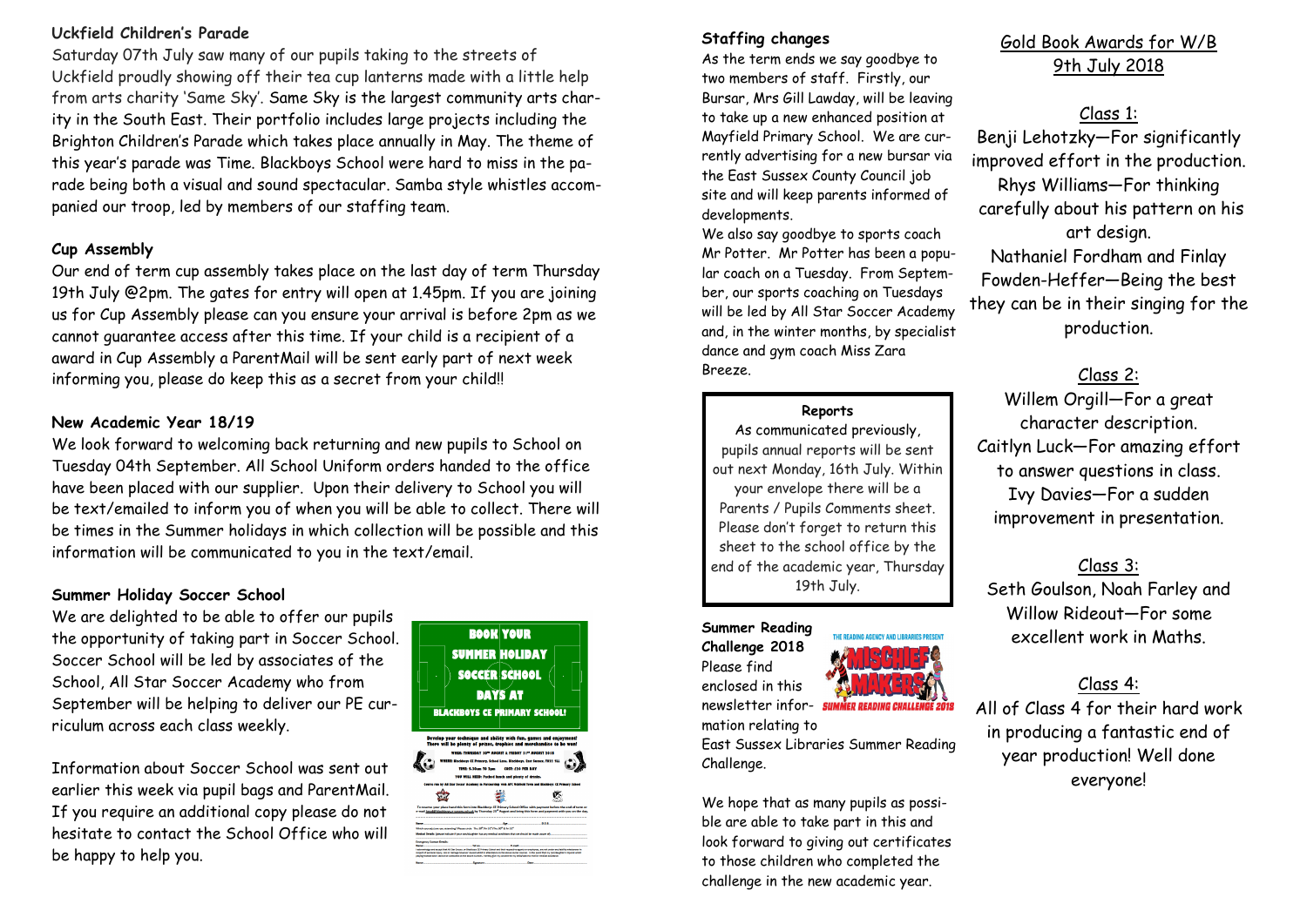### Uckfield Children's Parade

Saturday 07th July saw many of our pupils taking to the streets of Uckfield proudly showing off their tea cup lanterns made with a little help from arts charity 'Same Sky'. Same Sky is the largest community arts charity in the South East. Their portfolio includes large projects including the Brighton Children's Parade which takes place annually in May. The theme of this year's parade was Time. Blackboys School were hard to miss in the parade being both a visual and sound spectacular. Samba style whistles accompanied our troop, led by members of our staffing team.

### Cup Assembly

Our end of term cup assembly takes place on the last day of term Thursday 19th July @2pm. The gates for entry will open at 1.45pm. If you are joining us for Cup Assembly please can you ensure your arrival is before 2pm as we cannot guarantee access after this time. If your child is a recipient of a award in Cup Assembly a ParentMail will be sent early part of next week informing you, please do keep this as a secret from your child!!

### New Academic Year 18/19

We look forward to welcoming back returning and new pupils to School on Tuesday 04th September. All School Uniform orders handed to the office have been placed with our supplier. Upon their delivery to School you will be text/emailed to inform you of when you will be able to collect. There will be times in the Summer holidays in which collection will be possible and this information will be communicated to you in the text/email.

### Summer Holiday Soccer School

We are delighted to be able to offer our pupils the opportunity of taking part in Soccer School. Soccer School will be led by associates of the School, All Star Soccer Academy who from September will be helping to deliver our PE curriculum across each class weekly.

BOOK YOUR SUMMER HOLIDAY SOCCER SCHOOL DAYS AT BLACKBOYS CE PRIMARY SCHOOL!

Information about Soccer School was sent out earlier this week via pupil bags and ParentMail. If you require an additional copy please do not hesitate to contact the School Office who will be happy to help you.

### Staffing changes

As the term ends we say goodbye to two members of staff. Firstly, our Bursar, Mrs Gill Lawday, will be leaving to take up a new enhanced position at Mayfield Primary School. We are currently advertising for a new bursar via the East Sussex County Council job site and will keep parents informed of developments.

We also say goodbye to sports coach Mr Potter. Mr Potter has been a popular coach on a Tuesday. From September, our sports coaching on Tuesdays will be led by All Star Soccer Academy and, in the winter months, by specialist dance and gym coach Miss Zara Breeze.

**Reports**

As communicated previously, pupils annual reports will be sent out next Monday, 16th July. Within your envelope there will be a Parents / Pupils Comments sheet. Please don't forget to return this sheet to the school office by the end of the academic year, Thursday 19th July.

### Summer Reading Challenge 2018

Please find enclosed in this newsletter information relating to East Sussex Libraries Summer Reading Challenge.

We hope that as many pupils as possible are able to take part in this and look forward to giving out certificates to those children who completed the challenge in the new academic year.

## Gold Book Awards for W/B 9th July 2018

**Class 1:**

Benji Lehotzky—For significantly improved effort in the production.

Rhys Williams—For thinking carefully about his pattern on his art design.

Nathaniel Fordham and Finlay Fowden-Heffer—Being the best they can be in their singing for the production.

**Class 2:**

Willem Orgill—For a great character description.

Caitlyn Luck—For amazing effort to answer questions in class.

Ivy Davies—For a sudden improvement in presentation.

**Class 3:**

Seth Goulson, Noah Farley and Willow Rideout—For some excellent work in Maths.

**Class 4:**

All of Class 4 for their hard work in producing a fantastic end of year production! Well done everyone!